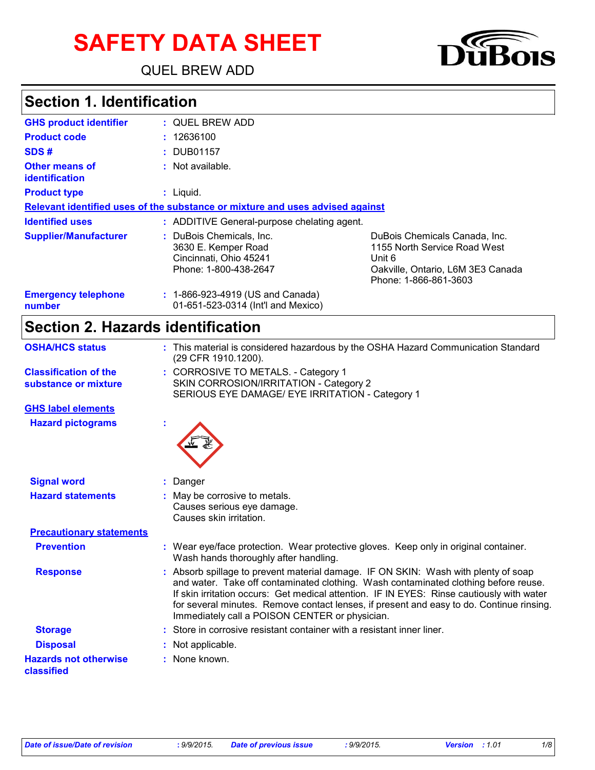# SAFETY DATA SHEET

QUEL BREW ADD

DuBois

## Section 1. Identification

| | |
|---|---|
| **GHS product identifier** | : QUEL BREW ADD |
| **Product code** | : 12636100 |
| **SDS #** | : DUB01157 |
| **Other means of identification** | : Not available. |
| **Product type** | : Liquid. |

**Relevant identified uses of the substance or mixture and uses advised against**

| | |
|---|---|
| **Identified uses** | : ADDITIVE General-purpose chelating agent. |
| **Supplier/Manufacturer** | : DuBois Chemicals, Inc.<br>3630 E. Kemper Road<br>Cincinnati, Ohio 45241<br>Phone: 1-800-438-2647<br><br>DuBois Chemicals Canada, Inc.<br>1155 North Service Road West<br>Unit 6<br>Oakville, Ontario, L6M 3E3 Canada<br>Phone: 1-866-861-3603 |
| **Emergency telephone number** | : 1-866-923-4919 (US and Canada)<br>01-651-523-0314 (Int'l and Mexico) |

## Section 2. Hazards identification

| | |
|---|---|
| **OSHA/HCS status** | : This material is considered hazardous by the OSHA Hazard Communication Standard (29 CFR 1910.1200). |
| **Classification of the substance or mixture** | : CORROSIVE TO METALS. - Category 1<br>SKIN CORROSION/IRRITATION - Category 2<br>SERIOUS EYE DAMAGE/ EYE IRRITATION - Category 1 |

**GHS label elements**

| | |
|---|---|
| **Hazard pictograms** | : |
| **Signal word** | : Danger |
| **Hazard statements** | : May be corrosive to metals.<br>Causes serious eye damage.<br>Causes skin irritation. |

**Precautionary statements**

| | |
|---|---|
| **Prevention** | : Wear eye/face protection. Wear protective gloves. Keep only in original container. Wash hands thoroughly after handling. |
| **Response** | : Absorb spillage to prevent material damage. IF ON SKIN: Wash with plenty of soap and water. Take off contaminated clothing. Wash contaminated clothing before reuse. If skin irritation occurs: Get medical attention. IF IN EYES: Rinse cautiously with water for several minutes. Remove contact lenses, if present and easy to do. Continue rinsing. Immediately call a POISON CENTER or physician. |
| **Storage** | : Store in corrosive resistant container with a resistant inner liner. |
| **Disposal** | : Not applicable. |
| **Hazards not otherwise classified** | : None known. |

*Date of issue/Date of revision* : 9/9/2015. *Date of previous issue* : 9/9/2015. *Version* : 1.01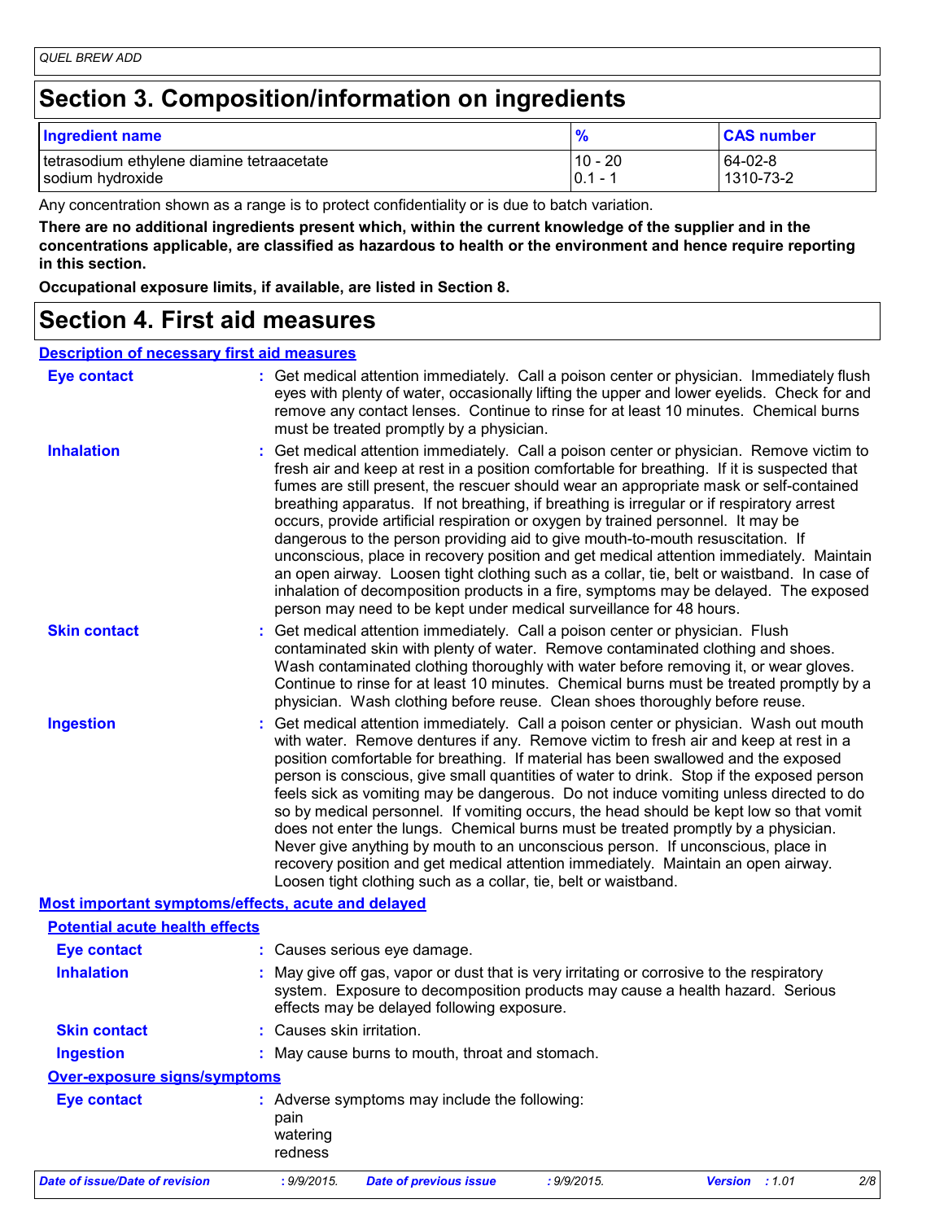# Section 3. Composition/information on ingredients

| Ingredient name | % | CAS number |
| --- | --- | --- |
| tetrasodium ethylene diamine tetraacetate | 10 - 20 | 64-02-8 |
| sodium hydroxide | 0.1 - 1 | 1310-73-2 |

Any concentration shown as a range is to protect confidentiality or is due to batch variation.

**There are no additional ingredients present which, within the current knowledge of the supplier and in the concentrations applicable, are classified as hazardous to health or the environment and hence require reporting in this section.**

**Occupational exposure limits, if available, are listed in Section 8.**

# Section 4. First aid measures

## Description of necessary first aid measures

**Eye contact** : Get medical attention immediately. Call a poison center or physician. Immediately flush eyes with plenty of water, occasionally lifting the upper and lower eyelids. Check for and remove any contact lenses. Continue to rinse for at least 10 minutes. Chemical burns must be treated promptly by a physician.

**Inhalation** : Get medical attention immediately. Call a poison center or physician. Remove victim to fresh air and keep at rest in a position comfortable for breathing. If it is suspected that fumes are still present, the rescuer should wear an appropriate mask or self-contained breathing apparatus. If not breathing, if breathing is irregular or if respiratory arrest occurs, provide artificial respiration or oxygen by trained personnel. It may be dangerous to the person providing aid to give mouth-to-mouth resuscitation. If unconscious, place in recovery position and get medical attention immediately. Maintain an open airway. Loosen tight clothing such as a collar, tie, belt or waistband. In case of inhalation of decomposition products in a fire, symptoms may be delayed. The exposed person may need to be kept under medical surveillance for 48 hours.

**Skin contact** : Get medical attention immediately. Call a poison center or physician. Flush contaminated skin with plenty of water. Remove contaminated clothing and shoes. Wash contaminated clothing thoroughly with water before removing it, or wear gloves. Continue to rinse for at least 10 minutes. Chemical burns must be treated promptly by a physician. Wash clothing before reuse. Clean shoes thoroughly before reuse.

**Ingestion** : Get medical attention immediately. Call a poison center or physician. Wash out mouth with water. Remove dentures if any. Remove victim to fresh air and keep at rest in a position comfortable for breathing. If material has been swallowed and the exposed person is conscious, give small quantities of water to drink. Stop if the exposed person feels sick as vomiting may be dangerous. Do not induce vomiting unless directed to do so by medical personnel. If vomiting occurs, the head should be kept low so that vomit does not enter the lungs. Chemical burns must be treated promptly by a physician. Never give anything by mouth to an unconscious person. If unconscious, place in recovery position and get medical attention immediately. Maintain an open airway. Loosen tight clothing such as a collar, tie, belt or waistband.

## Most important symptoms/effects, acute and delayed

### Potential acute health effects

**Eye contact** : Causes serious eye damage.

**Inhalation** : May give off gas, vapor or dust that is very irritating or corrosive to the respiratory system. Exposure to decomposition products may cause a health hazard. Serious effects may be delayed following exposure.

**Skin contact** : Causes skin irritation.

**Ingestion** : May cause burns to mouth, throat and stomach.

### Over-exposure signs/symptoms

**Eye contact** : Adverse symptoms may include the following:
pain
watering
redness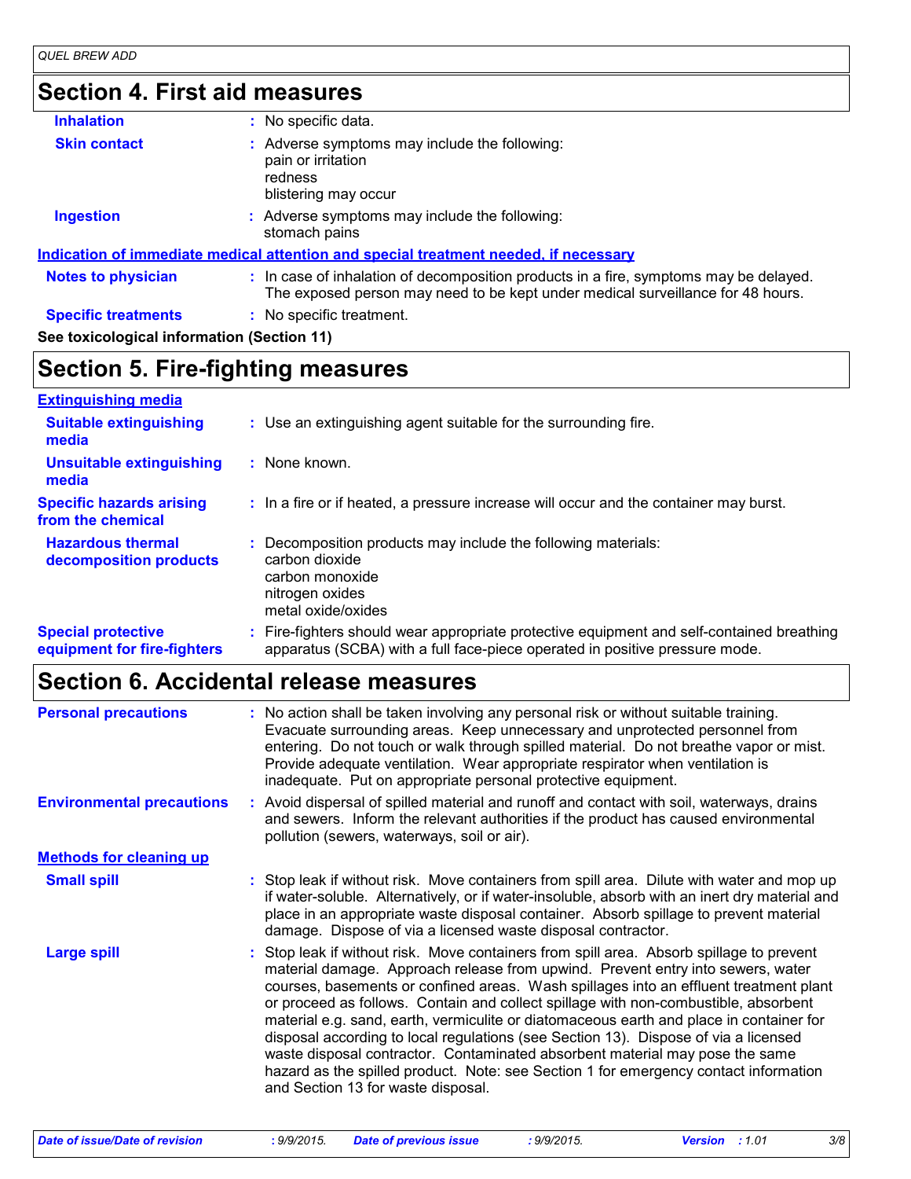## Section 4. First aid measures

**Inhalation** : No specific data.

**Skin contact** : Adverse symptoms may include the following:
pain or irritation
redness
blistering may occur

**Ingestion** : Adverse symptoms may include the following:
stomach pains

### Indication of immediate medical attention and special treatment needed, if necessary

**Notes to physician** : In case of inhalation of decomposition products in a fire, symptoms may be delayed. The exposed person may need to be kept under medical surveillance for 48 hours.

**Specific treatments** : No specific treatment.

**See toxicological information (Section 11)**

## Section 5. Fire-fighting measures

### Extinguishing media

**Suitable extinguishing media** : Use an extinguishing agent suitable for the surrounding fire.

**Unsuitable extinguishing media** : None known.

**Specific hazards arising from the chemical** : In a fire or if heated, a pressure increase will occur and the container may burst.

**Hazardous thermal decomposition products** : Decomposition products may include the following materials:
carbon dioxide
carbon monoxide
nitrogen oxides
metal oxide/oxides

**Special protective equipment for fire-fighters** : Fire-fighters should wear appropriate protective equipment and self-contained breathing apparatus (SCBA) with a full face-piece operated in positive pressure mode.

## Section 6. Accidental release measures

**Personal precautions** : No action shall be taken involving any personal risk or without suitable training. Evacuate surrounding areas. Keep unnecessary and unprotected personnel from entering. Do not touch or walk through spilled material. Do not breathe vapor or mist. Provide adequate ventilation. Wear appropriate respirator when ventilation is inadequate. Put on appropriate personal protective equipment.

**Environmental precautions** : Avoid dispersal of spilled material and runoff and contact with soil, waterways, drains and sewers. Inform the relevant authorities if the product has caused environmental pollution (sewers, waterways, soil or air).

### Methods for cleaning up

**Small spill** : Stop leak if without risk. Move containers from spill area. Dilute with water and mop up if water-soluble. Alternatively, or if water-insoluble, absorb with an inert dry material and place in an appropriate waste disposal container. Absorb spillage to prevent material damage. Dispose of via a licensed waste disposal contractor.

**Large spill** : Stop leak if without risk. Move containers from spill area. Absorb spillage to prevent material damage. Approach release from upwind. Prevent entry into sewers, water courses, basements or confined areas. Wash spillages into an effluent treatment plant or proceed as follows. Contain and collect spillage with non-combustible, absorbent material e.g. sand, earth, vermiculite or diatomaceous earth and place in container for disposal according to local regulations (see Section 13). Dispose of via a licensed waste disposal contractor. Contaminated absorbent material may pose the same hazard as the spilled product. Note: see Section 1 for emergency contact information and Section 13 for waste disposal.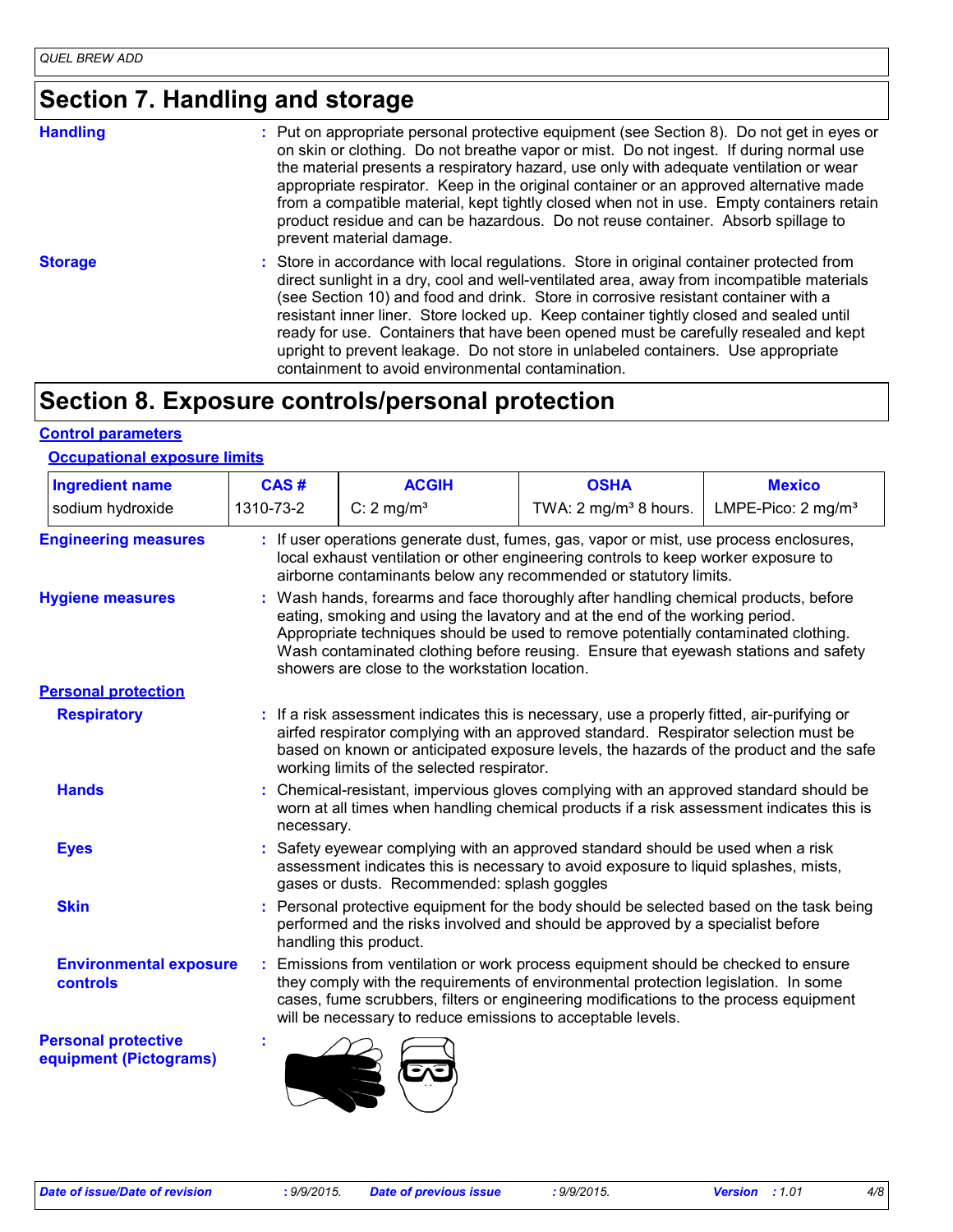## Section 7. Handling and storage

**Handling** : Put on appropriate personal protective equipment (see Section 8). Do not get in eyes or on skin or clothing. Do not breathe vapor or mist. Do not ingest. If during normal use the material presents a respiratory hazard, use only with adequate ventilation or wear appropriate respirator. Keep in the original container or an approved alternative made from a compatible material, kept tightly closed when not in use. Empty containers retain product residue and can be hazardous. Do not reuse container. Absorb spillage to prevent material damage.

**Storage** : Store in accordance with local regulations. Store in original container protected from direct sunlight in a dry, cool and well-ventilated area, away from incompatible materials (see Section 10) and food and drink. Store in corrosive resistant container with a resistant inner liner. Store locked up. Keep container tightly closed and sealed until ready for use. Containers that have been opened must be carefully resealed and kept upright to prevent leakage. Do not store in unlabeled containers. Use appropriate containment to avoid environmental contamination.

## Section 8. Exposure controls/personal protection

### Control parameters

#### Occupational exposure limits

| Ingredient name | CAS # | ACGIH | OSHA | Mexico |
|---|---|---|---|---|
| sodium hydroxide | 1310-73-2 | C: 2 mg/m³ | TWA: 2 mg/m³ 8 hours. | LMPE-Pico: 2 mg/m³ |

**Engineering measures** : If user operations generate dust, fumes, gas, vapor or mist, use process enclosures, local exhaust ventilation or other engineering controls to keep worker exposure to airborne contaminants below any recommended or statutory limits.

**Hygiene measures** : Wash hands, forearms and face thoroughly after handling chemical products, before eating, smoking and using the lavatory and at the end of the working period. Appropriate techniques should be used to remove potentially contaminated clothing. Wash contaminated clothing before reusing. Ensure that eyewash stations and safety showers are close to the workstation location.

### Personal protection

**Respiratory** : If a risk assessment indicates this is necessary, use a properly fitted, air-purifying or airfed respirator complying with an approved standard. Respirator selection must be based on known or anticipated exposure levels, the hazards of the product and the safe working limits of the selected respirator.

**Hands** : Chemical-resistant, impervious gloves complying with an approved standard should be worn at all times when handling chemical products if a risk assessment indicates this is necessary.

**Eyes** : Safety eyewear complying with an approved standard should be used when a risk assessment indicates this is necessary to avoid exposure to liquid splashes, mists, gases or dusts. Recommended: splash goggles

**Skin** : Personal protective equipment for the body should be selected based on the task being performed and the risks involved and should be approved by a specialist before handling this product.

**Environmental exposure controls** : Emissions from ventilation or work process equipment should be checked to ensure they comply with the requirements of environmental protection legislation. In some cases, fume scrubbers, filters or engineering modifications to the process equipment will be necessary to reduce emissions to acceptable levels.

**Personal protective equipment (Pictograms)** :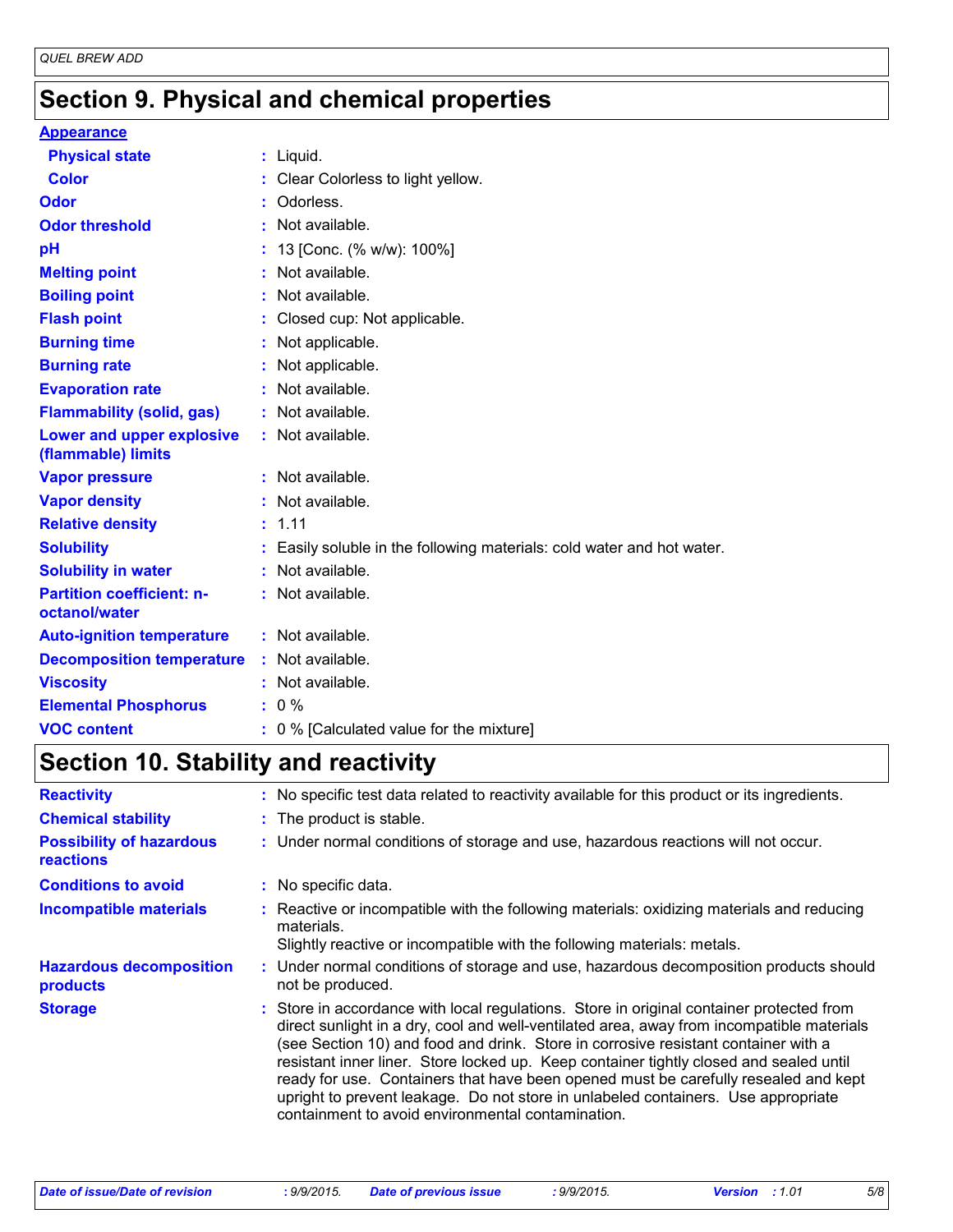## Section 9. Physical and chemical properties

**Appearance**

| | |
|---|---|
| **Physical state** | : Liquid. |
| **Color** | : Clear Colorless to light yellow. |
| **Odor** | : Odorless. |
| **Odor threshold** | : Not available. |
| **pH** | : 13 [Conc. (% w/w): 100%] |
| **Melting point** | : Not available. |
| **Boiling point** | : Not available. |
| **Flash point** | : Closed cup: Not applicable. |
| **Burning time** | : Not applicable. |
| **Burning rate** | : Not applicable. |
| **Evaporation rate** | : Not available. |
| **Flammability (solid, gas)** | : Not available. |
| **Lower and upper explosive (flammable) limits** | : Not available. |
| **Vapor pressure** | : Not available. |
| **Vapor density** | : Not available. |
| **Relative density** | : 1.11 |
| **Solubility** | : Easily soluble in the following materials: cold water and hot water. |
| **Solubility in water** | : Not available. |
| **Partition coefficient: n-octanol/water** | : Not available. |
| **Auto-ignition temperature** | : Not available. |
| **Decomposition temperature** | : Not available. |
| **Viscosity** | : Not available. |
| **Elemental Phosphorus** | : 0 % |
| **VOC content** | : 0 % [Calculated value for the mixture] |

## Section 10. Stability and reactivity

| | |
|---|---|
| **Reactivity** | : No specific test data related to reactivity available for this product or its ingredients. |
| **Chemical stability** | : The product is stable. |
| **Possibility of hazardous reactions** | : Under normal conditions of storage and use, hazardous reactions will not occur. |
| **Conditions to avoid** | : No specific data. |
| **Incompatible materials** | : Reactive or incompatible with the following materials: oxidizing materials and reducing materials. Slightly reactive or incompatible with the following materials: metals. |
| **Hazardous decomposition products** | : Under normal conditions of storage and use, hazardous decomposition products should not be produced. |
| **Storage** | : Store in accordance with local regulations. Store in original container protected from direct sunlight in a dry, cool and well-ventilated area, away from incompatible materials (see Section 10) and food and drink. Store in corrosive resistant container with a resistant inner liner. Store locked up. Keep container tightly closed and sealed until ready for use. Containers that have been opened must be carefully resealed and kept upright to prevent leakage. Do not store in unlabeled containers. Use appropriate containment to avoid environmental contamination. |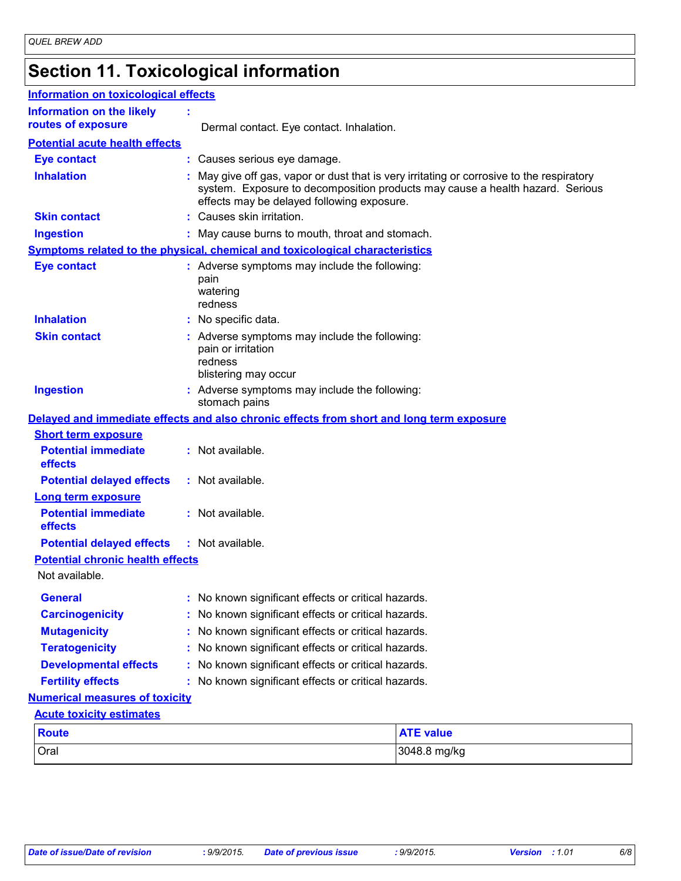# Section 11. Toxicological information

## Information on toxicological effects

**Information on the likely routes of exposure** : Dermal contact. Eye contact. Inhalation.

### Potential acute health effects

**Eye contact** : Causes serious eye damage.

**Inhalation** : May give off gas, vapor or dust that is very irritating or corrosive to the respiratory system. Exposure to decomposition products may cause a health hazard. Serious effects may be delayed following exposure.

**Skin contact** : Causes skin irritation.

**Ingestion** : May cause burns to mouth, throat and stomach.

### Symptoms related to the physical, chemical and toxicological characteristics

**Eye contact** : Adverse symptoms may include the following:
pain
watering
redness

**Inhalation** : No specific data.

**Skin contact** : Adverse symptoms may include the following:
pain or irritation
redness
blistering may occur

**Ingestion** : Adverse symptoms may include the following:
stomach pains

### Delayed and immediate effects and also chronic effects from short and long term exposure

#### Short term exposure

**Potential immediate effects** : Not available.

**Potential delayed effects** : Not available.

#### Long term exposure

**Potential immediate effects** : Not available.

**Potential delayed effects** : Not available.

#### Potential chronic health effects

Not available.

**General** : No known significant effects or critical hazards.

**Carcinogenicity** : No known significant effects or critical hazards.

**Mutagenicity** : No known significant effects or critical hazards.

**Teratogenicity** : No known significant effects or critical hazards.

**Developmental effects** : No known significant effects or critical hazards.

**Fertility effects** : No known significant effects or critical hazards.

### Numerical measures of toxicity

#### Acute toxicity estimates

| Route | ATE value |
|---|---|
| Oral | 3048.8 mg/kg |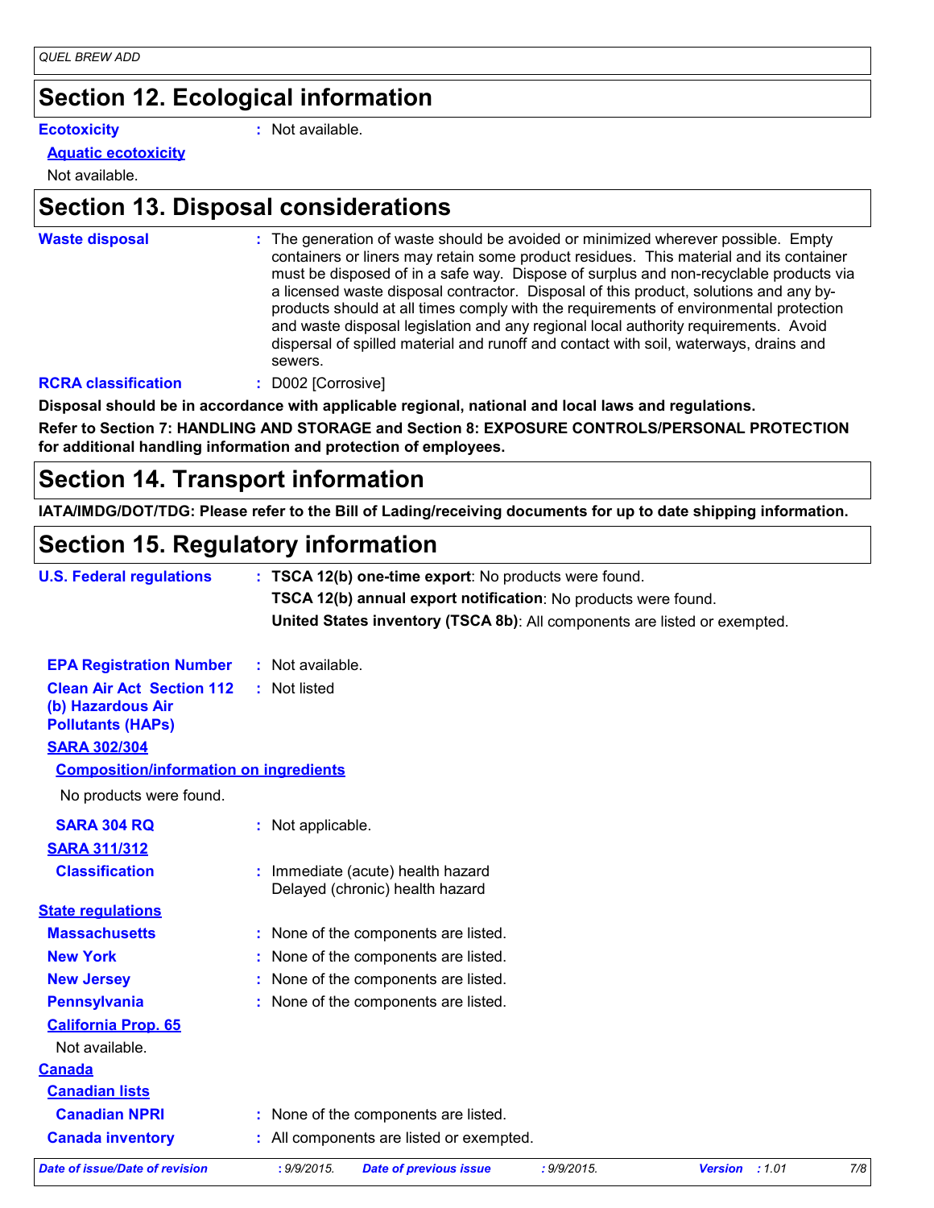## Section 12. Ecological information

**Ecotoxicity** : Not available.

**Aquatic ecotoxicity**

Not available.

## Section 13. Disposal considerations

**Waste disposal** : The generation of waste should be avoided or minimized wherever possible. Empty containers or liners may retain some product residues. This material and its container must be disposed of in a safe way. Dispose of surplus and non-recyclable products via a licensed waste disposal contractor. Disposal of this product, solutions and any by-products should at all times comply with the requirements of environmental protection and waste disposal legislation and any regional local authority requirements. Avoid dispersal of spilled material and runoff and contact with soil, waterways, drains and sewers.

**RCRA classification** : D002 [Corrosive]

**Disposal should be in accordance with applicable regional, national and local laws and regulations.**

**Refer to Section 7: HANDLING AND STORAGE and Section 8: EXPOSURE CONTROLS/PERSONAL PROTECTION for additional handling information and protection of employees.**

## Section 14. Transport information

**IATA/IMDG/DOT/TDG: Please refer to the Bill of Lading/receiving documents for up to date shipping information.**

## Section 15. Regulatory information

**U.S. Federal regulations** : **TSCA 12(b) one-time export**: No products were found.
**TSCA 12(b) annual export notification**: No products were found.
**United States inventory (TSCA 8b)**: All components are listed or exempted.

**EPA Registration Number** : Not available.

**Clean Air Act Section 112 (b) Hazardous Air Pollutants (HAPs)** : Not listed

**SARA 302/304**

**Composition/information on ingredients**

No products were found.

**SARA 304 RQ** : Not applicable.

**SARA 311/312**

**Classification** : Immediate (acute) health hazard
Delayed (chronic) health hazard

**State regulations**

**Massachusetts** : None of the components are listed.

**New York** : None of the components are listed.

**New Jersey** : None of the components are listed.

**Pennsylvania** : None of the components are listed.

**California Prop. 65**

Not available.

**Canada**

**Canadian lists**

**Canadian NPRI** : None of the components are listed.

**Canada inventory** : All components are listed or exempted.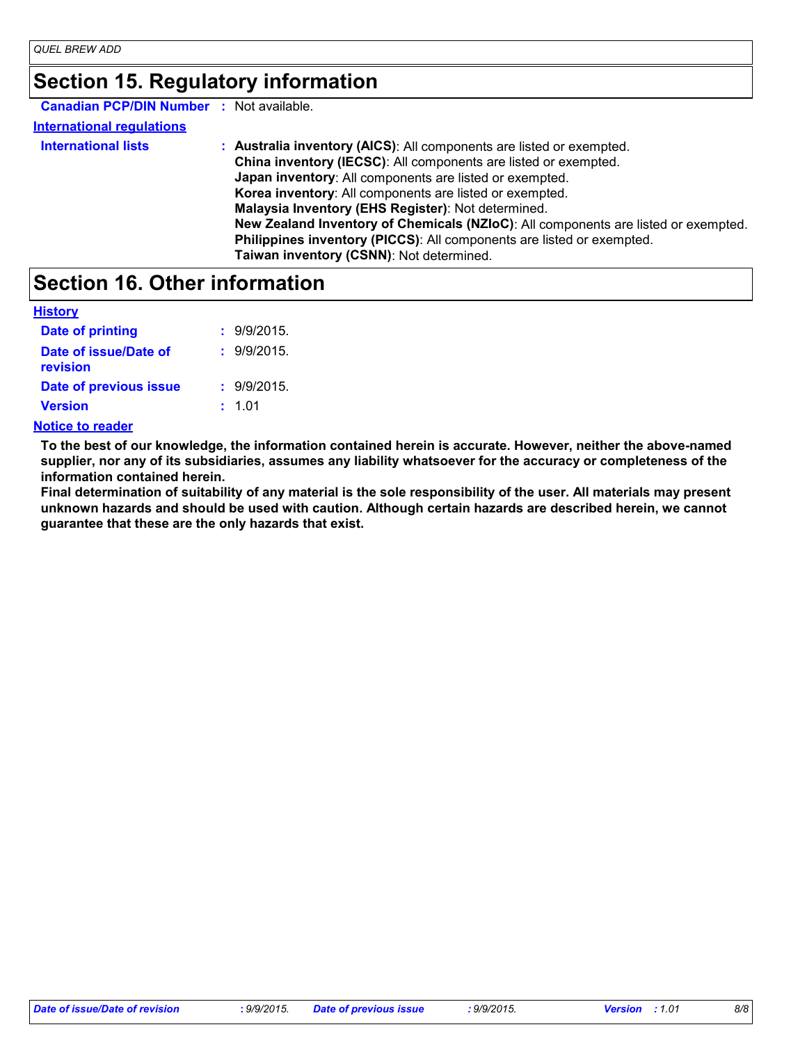# Section 15. Regulatory information

**Canadian PCP/DIN Number** : Not available.

**International regulations**

**International lists** : **Australia inventory (AICS)**: All components are listed or exempted.
**China inventory (IECSC)**: All components are listed or exempted.
**Japan inventory**: All components are listed or exempted.
**Korea inventory**: All components are listed or exempted.
**Malaysia Inventory (EHS Register)**: Not determined.
**New Zealand Inventory of Chemicals (NZIoC)**: All components are listed or exempted.
**Philippines inventory (PICCS)**: All components are listed or exempted.
**Taiwan inventory (CSNN)**: Not determined.

# Section 16. Other information

**History**

**Date of printing** : 9/9/2015.

**Date of issue/Date of revision** : 9/9/2015.

**Date of previous issue** : 9/9/2015.

**Version** : 1.01

**Notice to reader**

**To the best of our knowledge, the information contained herein is accurate. However, neither the above-named supplier, nor any of its subsidiaries, assumes any liability whatsoever for the accuracy or completeness of the information contained herein.**

**Final determination of suitability of any material is the sole responsibility of the user. All materials may present unknown hazards and should be used with caution. Although certain hazards are described herein, we cannot guarantee that these are the only hazards that exist.**